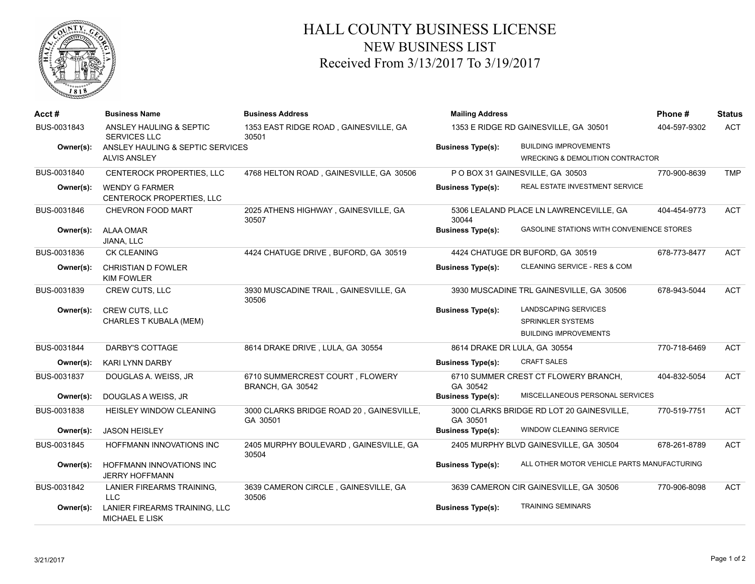# HALL COUNTY BUSINESS LICENSE

## NEW BUSINESS LIST

### Received From 3/13/2017 To 3/19/2017

| Acct # | Business Name | Business Address | Mailing Address | Phone # | Status |
|---|---|---|---|---|---|
| BUS-0031843 | ANSLEY HAULING & SEPTIC SERVICES LLC | 1353 EAST RIDGE ROAD , GAINESVILLE, GA 30501 | 1353 E RIDGE RD GAINESVILLE, GA 30501 | 404-597-9302 | ACT |
| **Owner(s):** | ANSLEY HAULING & SEPTIC SERVICES<br>ALVIS ANSLEY | | **Business Type(s):** BUILDING IMPROVEMENTS<br>WRECKING & DEMOLITION CONTRACTOR | | |
| BUS-0031840 | CENTEROCK PROPERTIES, LLC | 4768 HELTON ROAD , GAINESVILLE, GA 30506 | P O BOX 31 GAINESVILLE, GA 30503 | 770-900-8639 | TMP |
| **Owner(s):** | WENDY G FARMER<br>CENTEROCK PROPERTIES, LLC | | **Business Type(s):** REAL ESTATE INVESTMENT SERVICE | | |
| BUS-0031846 | CHEVRON FOOD MART | 2025 ATHENS HIGHWAY , GAINESVILLE, GA 30507 | 5306 LEALAND PLACE LN LAWRENCEVILLE, GA 30044 | 404-454-9773 | ACT |
| **Owner(s):** | ALAA OMAR<br>JIANA, LLC | | **Business Type(s):** GASOLINE STATIONS WITH CONVENIENCE STORES | | |
| BUS-0031836 | CK CLEANING | 4424 CHATUGE DRIVE , BUFORD, GA 30519 | 4424 CHATUGE DR BUFORD, GA 30519 | 678-773-8477 | ACT |
| **Owner(s):** | CHRISTIAN D FOWLER<br>KIM FOWLER | | **Business Type(s):** CLEANING SERVICE - RES & COM | | |
| BUS-0031839 | CREW CUTS, LLC | 3930 MUSCADINE TRAIL , GAINESVILLE, GA 30506 | 3930 MUSCADINE TRL GAINESVILLE, GA 30506 | 678-943-5044 | ACT |
| **Owner(s):** | CREW CUTS, LLC<br>CHARLES T KUBALA (MEM) | | **Business Type(s):** LANDSCAPING SERVICES<br>SPRINKLER SYSTEMS<br>BUILDING IMPROVEMENTS | | |
| BUS-0031844 | DARBY'S COTTAGE | 8614 DRAKE DRIVE , LULA, GA 30554 | 8614 DRAKE DR LULA, GA 30554 | 770-718-6469 | ACT |
| **Owner(s):** | KARI LYNN DARBY | | **Business Type(s):** CRAFT SALES | | |
| BUS-0031837 | DOUGLAS A. WEISS, JR | 6710 SUMMERCREST COURT , FLOWERY BRANCH, GA 30542 | 6710 SUMMER CREST CT FLOWERY BRANCH, GA 30542 | 404-832-5054 | ACT |
| **Owner(s):** | DOUGLAS A WEISS, JR | | **Business Type(s):** MISCELLANEOUS PERSONAL SERVICES | | |
| BUS-0031838 | HEISLEY WINDOW CLEANING | 3000 CLARKS BRIDGE ROAD 20 , GAINESVILLE, GA 30501 | 3000 CLARKS BRIDGE RD LOT 20 GAINESVILLE, GA 30501 | 770-519-7751 | ACT |
| **Owner(s):** | JASON HEISLEY | | **Business Type(s):** WINDOW CLEANING SERVICE | | |
| BUS-0031845 | HOFFMANN INNOVATIONS INC | 2405 MURPHY BOULEVARD , GAINESVILLE, GA 30504 | 2405 MURPHY BLVD GAINESVILLE, GA 30504 | 678-261-8789 | ACT |
| **Owner(s):** | HOFFMANN INNOVATIONS INC<br>JERRY HOFFMANN | | **Business Type(s):** ALL OTHER MOTOR VEHICLE PARTS MANUFACTURING | | |
| BUS-0031842 | LANIER FIREARMS TRAINING, LLC | 3639 CAMERON CIRCLE , GAINESVILLE, GA 30506 | 3639 CAMERON CIR GAINESVILLE, GA 30506 | 770-906-8098 | ACT |
| **Owner(s):** | LANIER FIREARMS TRAINING, LLC<br>MICHAEL E LISK | | **Business Type(s):** TRAINING SEMINARS | | |

3/21/2017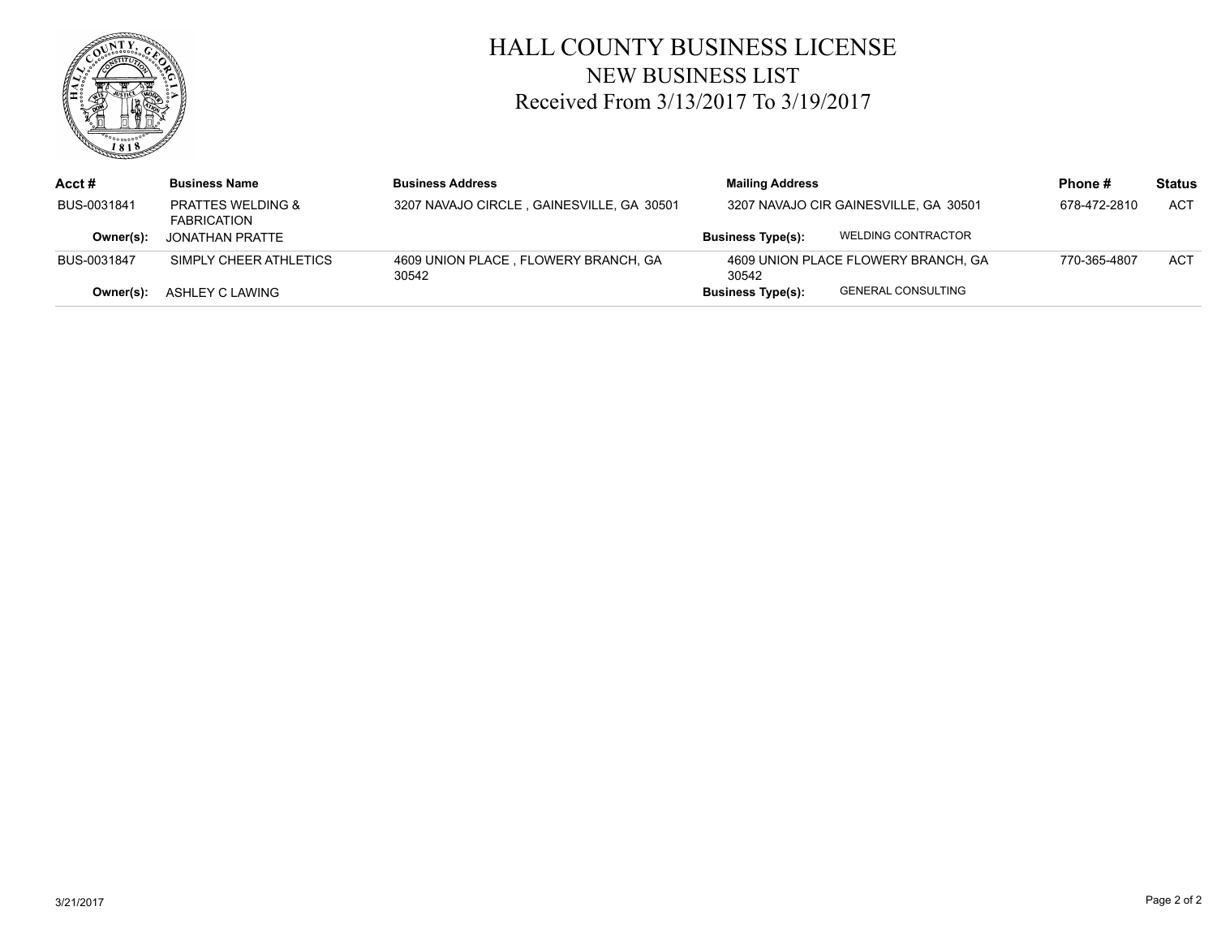# HALL COUNTY BUSINESS LICENSE

## NEW BUSINESS LIST

### Received From 3/13/2017 To 3/19/2017

| Acct # | Business Name | Business Address | Mailing Address | | Phone # | Status |
|---|---|---|---|---|---|---|
| BUS-0031841 | PRATTES WELDING & FABRICATION | 3207 NAVAJO CIRCLE , GAINESVILLE, GA 30501 | 3207 NAVAJO CIR GAINESVILLE, GA 30501 | | 678-472-2810 | ACT |
| **Owner(s):** | JONATHAN PRATTE | | **Business Type(s):** | WELDING CONTRACTOR | | |
| BUS-0031847 | SIMPLY CHEER ATHLETICS | 4609 UNION PLACE , FLOWERY BRANCH, GA 30542 | 4609 UNION PLACE FLOWERY BRANCH, GA 30542 | | 770-365-4807 | ACT |
| **Owner(s):** | ASHLEY C LAWING | | **Business Type(s):** | GENERAL CONSULTING | | |

3/21/2017